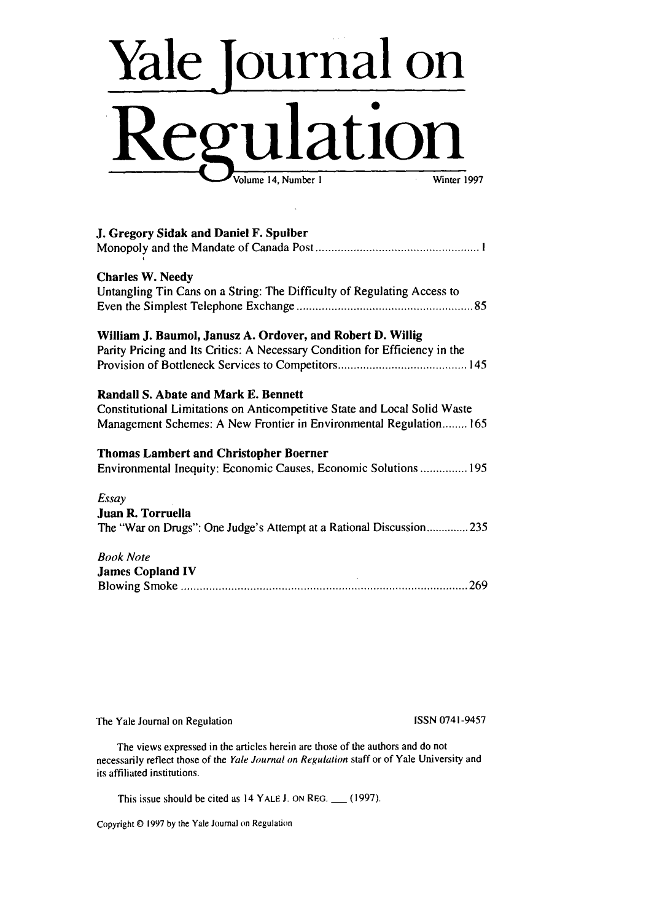# Yale Journal on Regulation

Volume 14, Number 1 Winter 1997

**J. Gregory Sidak and Daniel F. Spulber**
Monopoly and the Mandate of Canada Post .................................................... 1

**Charles W. Needy**
Untangling Tin Cans on a String: The Difficulty of Regulating Access to Even the Simplest Telephone Exchange ........................................................ 85

**William J. Baumol, Janusz A. Ordover, and Robert D. Willig**
Parity Pricing and Its Critics: A Necessary Condition for Efficiency in the Provision of Bottleneck Services to Competitors ......................................... 145

**Randall S. Abate and Mark E. Bennett**
Constitutional Limitations on Anticompetitive State and Local Solid Waste Management Schemes: A New Frontier in Environmental Regulation........ 165

**Thomas Lambert and Christopher Boerner**
Environmental Inequity: Economic Causes, Economic Solutions ............... 195

*Essay*
**Juan R. Torruella**
The "War on Drugs": One Judge's Attempt at a Rational Discussion............. 235

*Book Note*
**James Copland IV**
Blowing Smoke .......................................................................................... 269

The Yale Journal on Regulation ISSN 0741-9457

The views expressed in the articles herein are those of the authors and do not necessarily reflect those of the *Yale Journal on Regulation* staff or of Yale University and its affiliated institutions.

This issue should be cited as 14 YALE J. ON REG. ___ (1997).

Copyright © 1997 by the Yale Journal on Regulation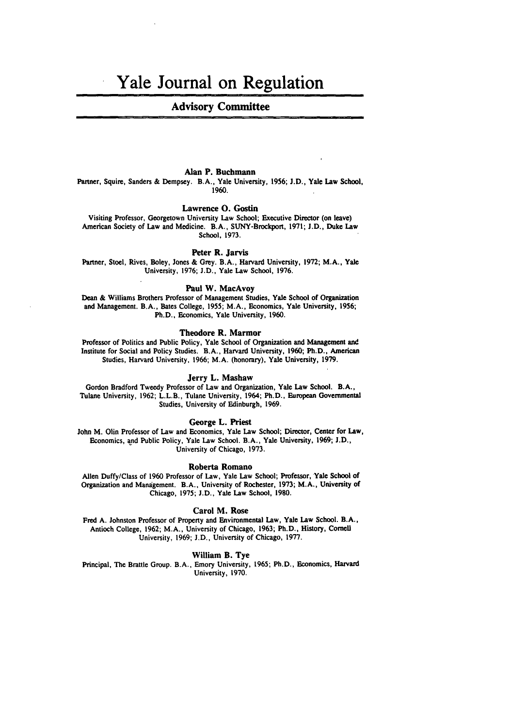# Yale Journal on Regulation

## Advisory Committee

**Alan P. Buchmann**
Partner, Squire, Sanders & Dempsey. B.A., Yale University, 1956; J.D., Yale Law School, 1960.

**Lawrence O. Gostin**
Visiting Professor, Georgetown University Law School; Executive Director (on leave) American Society of Law and Medicine. B.A., SUNY-Brockport, 1971; J.D., Duke Law School, 1973.

**Peter R. Jarvis**
Partner, Stoel, Rives, Boley, Jones & Grey. B.A., Harvard University, 1972; M.A., Yale University, 1976; J.D., Yale Law School, 1976.

**Paul W. MacAvoy**
Dean & Williams Brothers Professor of Management Studies, Yale School of Organization and Management. B.A., Bates College, 1955; M.A., Economics, Yale University, 1956; Ph.D., Economics, Yale University, 1960.

**Theodore R. Marmor**
Professor of Politics and Public Policy, Yale School of Organization and Management and Institute for Social and Policy Studies. B.A., Harvard University, 1960; Ph.D., American Studies, Harvard University, 1966; M.A. (honorary), Yale University, 1979.

**Jerry L. Mashaw**
Gordon Bradford Tweedy Professor of Law and Organization, Yale Law School. B.A., Tulane University, 1962; L.L.B., Tulane University, 1964; Ph.D., European Governmental Studies, University of Edinburgh, 1969.

**George L. Priest**
John M. Olin Professor of Law and Economics, Yale Law School; Director, Center for Law, Economics, and Public Policy, Yale Law School. B.A., Yale University, 1969; J.D., University of Chicago, 1973.

**Roberta Romano**
Allen Duffy/Class of 1960 Professor of Law, Yale Law School; Professor, Yale School of Organization and Management. B.A., University of Rochester, 1973; M.A., University of Chicago, 1975; J.D., Yale Law School, 1980.

**Carol M. Rose**
Fred A. Johnston Professor of Property and Environmental Law, Yale Law School. B.A., Antioch College, 1962; M.A., University of Chicago, 1963; Ph.D., History, Cornell University, 1969; J.D., University of Chicago, 1977.

**William B. Tye**
Principal, The Brattle Group. B.A., Emory University, 1965; Ph.D., Economics, Harvard University, 1970.